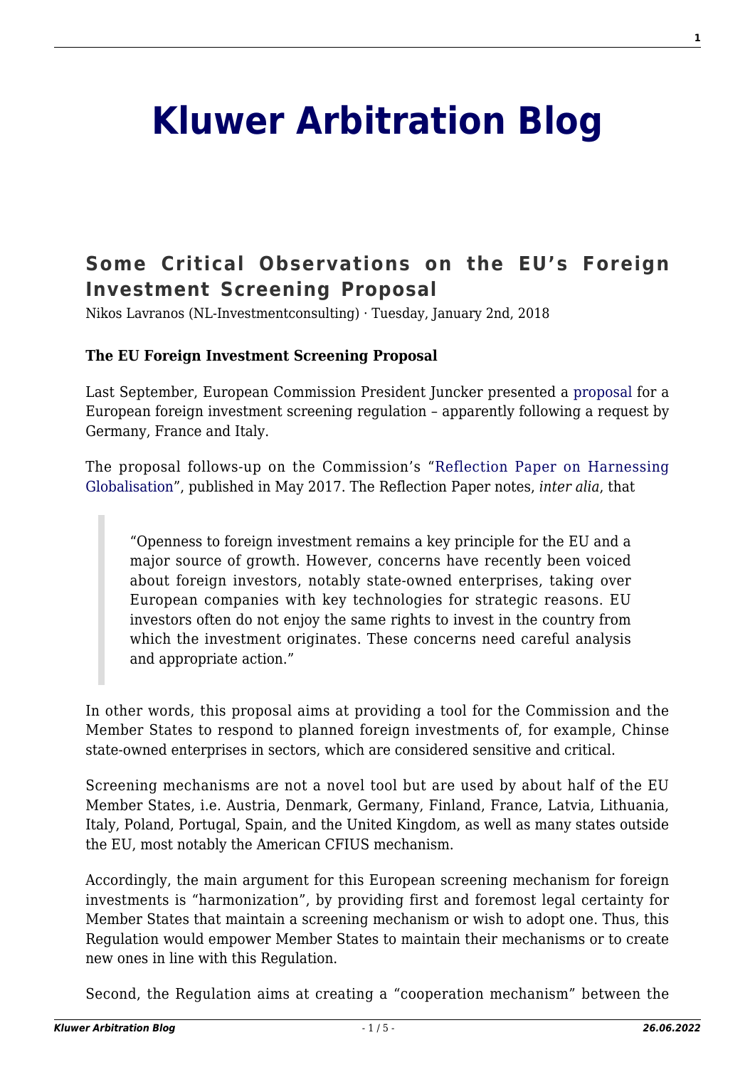# Kluwer Arbitration Blog

## Some Critical Observations on the EU's Foreign Investment Screening Proposal

Nikos Lavranos (NL-Investmentconsulting) · Tuesday, January 2nd, 2018

**The EU Foreign Investment Screening Proposal**

Last September, European Commission President Juncker presented a proposal for a European foreign investment screening regulation – apparently following a request by Germany, France and Italy.

The proposal follows-up on the Commission's "Reflection Paper on Harnessing Globalisation", published in May 2017. The Reflection Paper notes, *inter alia*, that

> "Openness to foreign investment remains a key principle for the EU and a major source of growth. However, concerns have recently been voiced about foreign investors, notably state-owned enterprises, taking over European companies with key technologies for strategic reasons. EU investors often do not enjoy the same rights to invest in the country from which the investment originates. These concerns need careful analysis and appropriate action."

In other words, this proposal aims at providing a tool for the Commission and the Member States to respond to planned foreign investments of, for example, Chinse state-owned enterprises in sectors, which are considered sensitive and critical.

Screening mechanisms are not a novel tool but are used by about half of the EU Member States, i.e. Austria, Denmark, Germany, Finland, France, Latvia, Lithuania, Italy, Poland, Portugal, Spain, and the United Kingdom, as well as many states outside the EU, most notably the American CFIUS mechanism.

Accordingly, the main argument for this European screening mechanism for foreign investments is "harmonization", by providing first and foremost legal certainty for Member States that maintain a screening mechanism or wish to adopt one. Thus, this Regulation would empower Member States to maintain their mechanisms or to create new ones in line with this Regulation.

Second, the Regulation aims at creating a "cooperation mechanism" between the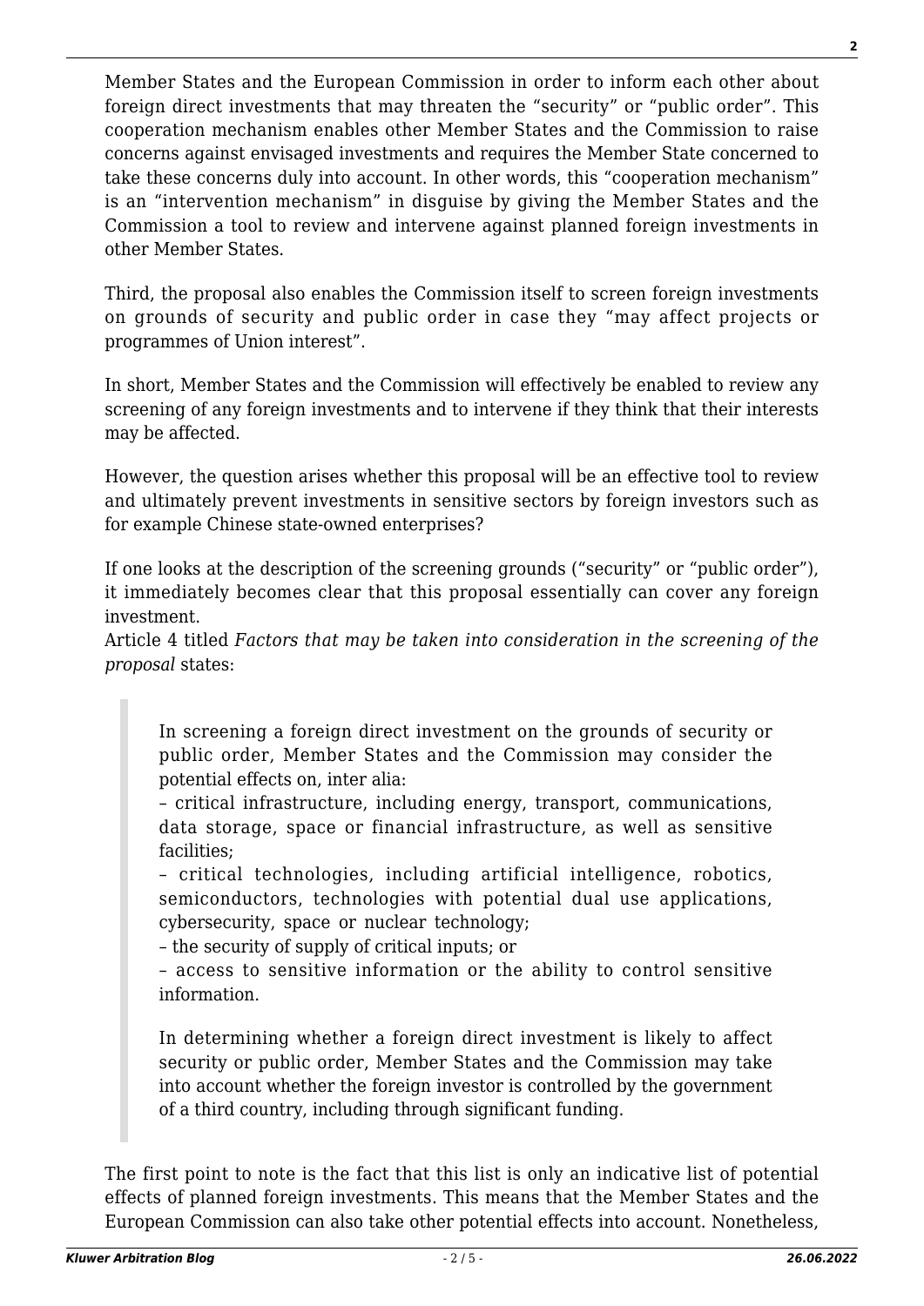Member States and the European Commission in order to inform each other about foreign direct investments that may threaten the "security" or "public order". This cooperation mechanism enables other Member States and the Commission to raise concerns against envisaged investments and requires the Member State concerned to take these concerns duly into account. In other words, this "cooperation mechanism" is an "intervention mechanism" in disguise by giving the Member States and the Commission a tool to review and intervene against planned foreign investments in other Member States.

Third, the proposal also enables the Commission itself to screen foreign investments on grounds of security and public order in case they "may affect projects or programmes of Union interest".

In short, Member States and the Commission will effectively be enabled to review any screening of any foreign investments and to intervene if they think that their interests may be affected.

However, the question arises whether this proposal will be an effective tool to review and ultimately prevent investments in sensitive sectors by foreign investors such as for example Chinese state-owned enterprises?

If one looks at the description of the screening grounds ("security" or "public order"), it immediately becomes clear that this proposal essentially can cover any foreign investment.
Article 4 titled *Factors that may be taken into consideration in the screening of the proposal* states:

> In screening a foreign direct investment on the grounds of security or public order, Member States and the Commission may consider the potential effects on, inter alia:
> – critical infrastructure, including energy, transport, communications, data storage, space or financial infrastructure, as well as sensitive facilities;
> – critical technologies, including artificial intelligence, robotics, semiconductors, technologies with potential dual use applications, cybersecurity, space or nuclear technology;
> – the security of supply of critical inputs; or
> – access to sensitive information or the ability to control sensitive information.
>
> In determining whether a foreign direct investment is likely to affect security or public order, Member States and the Commission may take into account whether the foreign investor is controlled by the government of a third country, including through significant funding.

The first point to note is the fact that this list is only an indicative list of potential effects of planned foreign investments. This means that the Member States and the European Commission can also take other potential effects into account. Nonetheless,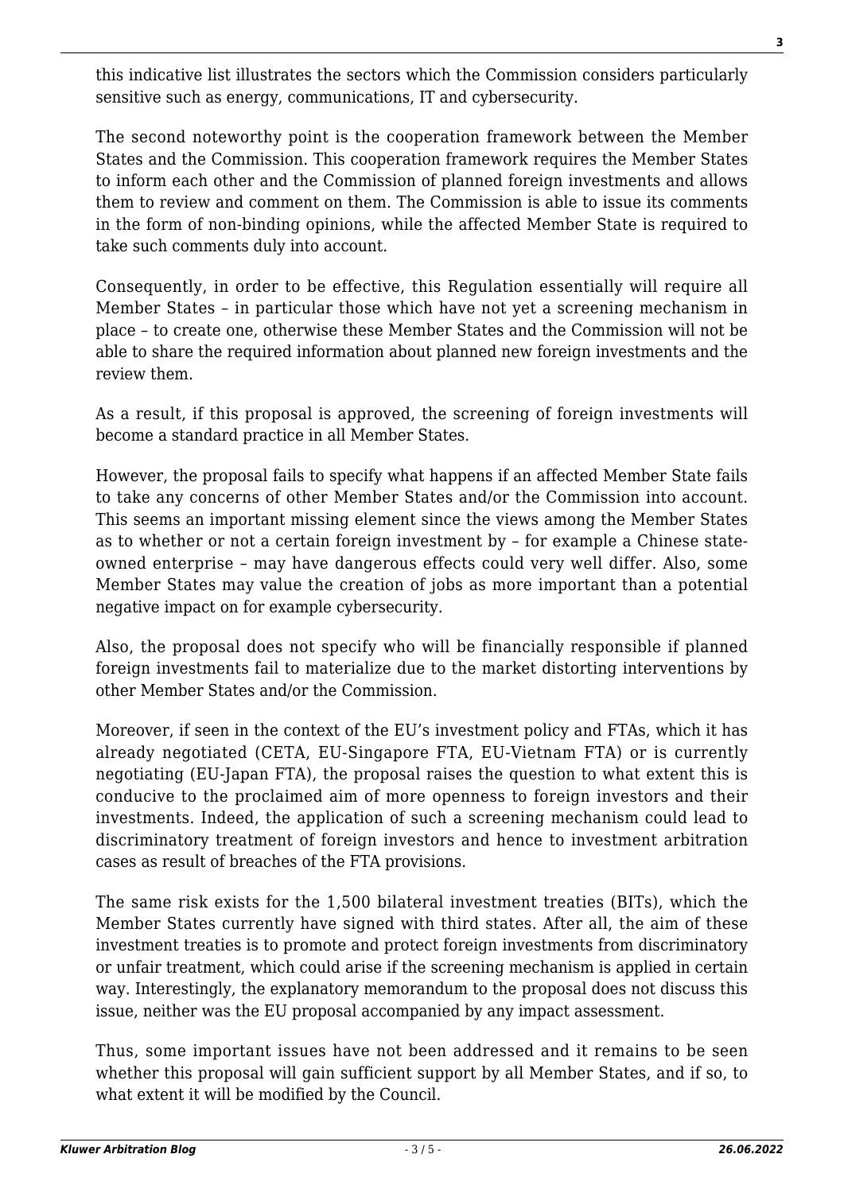this indicative list illustrates the sectors which the Commission considers particularly sensitive such as energy, communications, IT and cybersecurity.

The second noteworthy point is the cooperation framework between the Member States and the Commission. This cooperation framework requires the Member States to inform each other and the Commission of planned foreign investments and allows them to review and comment on them. The Commission is able to issue its comments in the form of non-binding opinions, while the affected Member State is required to take such comments duly into account.

Consequently, in order to be effective, this Regulation essentially will require all Member States – in particular those which have not yet a screening mechanism in place – to create one, otherwise these Member States and the Commission will not be able to share the required information about planned new foreign investments and the review them.

As a result, if this proposal is approved, the screening of foreign investments will become a standard practice in all Member States.

However, the proposal fails to specify what happens if an affected Member State fails to take any concerns of other Member States and/or the Commission into account. This seems an important missing element since the views among the Member States as to whether or not a certain foreign investment by – for example a Chinese state-owned enterprise – may have dangerous effects could very well differ. Also, some Member States may value the creation of jobs as more important than a potential negative impact on for example cybersecurity.

Also, the proposal does not specify who will be financially responsible if planned foreign investments fail to materialize due to the market distorting interventions by other Member States and/or the Commission.

Moreover, if seen in the context of the EU's investment policy and FTAs, which it has already negotiated (CETA, EU-Singapore FTA, EU-Vietnam FTA) or is currently negotiating (EU-Japan FTA), the proposal raises the question to what extent this is conducive to the proclaimed aim of more openness to foreign investors and their investments. Indeed, the application of such a screening mechanism could lead to discriminatory treatment of foreign investors and hence to investment arbitration cases as result of breaches of the FTA provisions.

The same risk exists for the 1,500 bilateral investment treaties (BITs), which the Member States currently have signed with third states. After all, the aim of these investment treaties is to promote and protect foreign investments from discriminatory or unfair treatment, which could arise if the screening mechanism is applied in certain way. Interestingly, the explanatory memorandum to the proposal does not discuss this issue, neither was the EU proposal accompanied by any impact assessment.

Thus, some important issues have not been addressed and it remains to be seen whether this proposal will gain sufficient support by all Member States, and if so, to what extent it will be modified by the Council.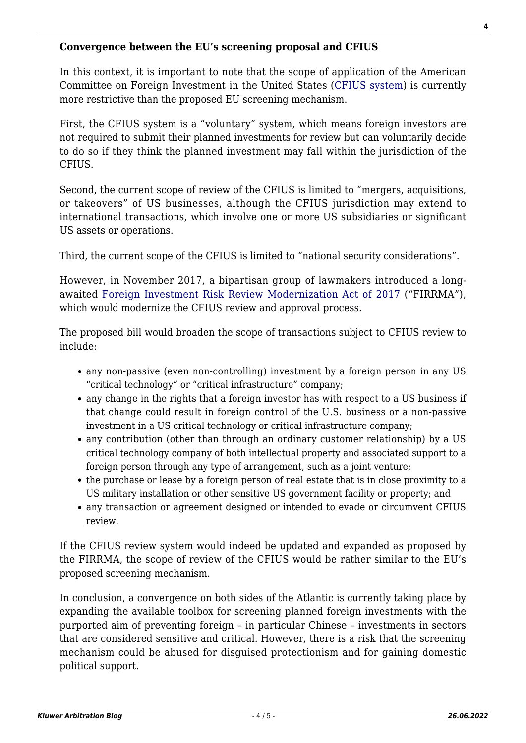**Convergence between the EU's screening proposal and CFIUS**

In this context, it is important to note that the scope of application of the American Committee on Foreign Investment in the United States (CFIUS system) is currently more restrictive than the proposed EU screening mechanism.

First, the CFIUS system is a "voluntary" system, which means foreign investors are not required to submit their planned investments for review but can voluntarily decide to do so if they think the planned investment may fall within the jurisdiction of the CFIUS.

Second, the current scope of review of the CFIUS is limited to "mergers, acquisitions, or takeovers" of US businesses, although the CFIUS jurisdiction may extend to international transactions, which involve one or more US subsidiaries or significant US assets or operations.

Third, the current scope of the CFIUS is limited to "national security considerations".

However, in November 2017, a bipartisan group of lawmakers introduced a long-awaited Foreign Investment Risk Review Modernization Act of 2017 ("FIRRMA"), which would modernize the CFIUS review and approval process.

The proposed bill would broaden the scope of transactions subject to CFIUS review to include:

- any non-passive (even non-controlling) investment by a foreign person in any US "critical technology" or "critical infrastructure" company;
- any change in the rights that a foreign investor has with respect to a US business if that change could result in foreign control of the U.S. business or a non-passive investment in a US critical technology or critical infrastructure company;
- any contribution (other than through an ordinary customer relationship) by a US critical technology company of both intellectual property and associated support to a foreign person through any type of arrangement, such as a joint venture;
- the purchase or lease by a foreign person of real estate that is in close proximity to a US military installation or other sensitive US government facility or property; and
- any transaction or agreement designed or intended to evade or circumvent CFIUS review.

If the CFIUS review system would indeed be updated and expanded as proposed by the FIRRMA, the scope of review of the CFIUS would be rather similar to the EU's proposed screening mechanism.

In conclusion, a convergence on both sides of the Atlantic is currently taking place by expanding the available toolbox for screening planned foreign investments with the purported aim of preventing foreign – in particular Chinese – investments in sectors that are considered sensitive and critical. However, there is a risk that the screening mechanism could be abused for disguised protectionism and for gaining domestic political support.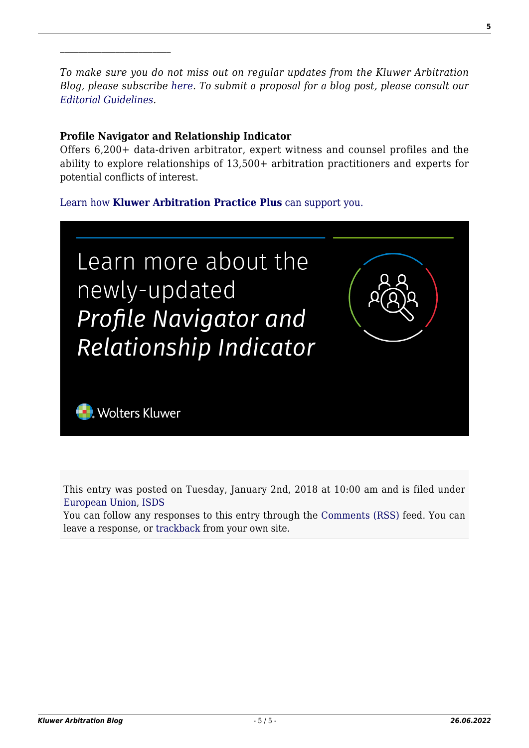---

*To make sure you do not miss out on regular updates from the Kluwer Arbitration Blog, please subscribe here. To submit a proposal for a blog post, please consult our Editorial Guidelines.*

**Profile Navigator and Relationship Indicator**
Offers 6,200+ data-driven arbitrator, expert witness and counsel profiles and the ability to explore relationships of 13,500+ arbitration practitioners and experts for potential conflicts of interest.

Learn how **Kluwer Arbitration Practice Plus** can support you.

Learn more about the newly-updated *Profile Navigator and Relationship Indicator*

Wolters Kluwer

This entry was posted on Tuesday, January 2nd, 2018 at 10:00 am and is filed under European Union, ISDS
You can follow any responses to this entry through the Comments (RSS) feed. You can leave a response, or trackback from your own site.